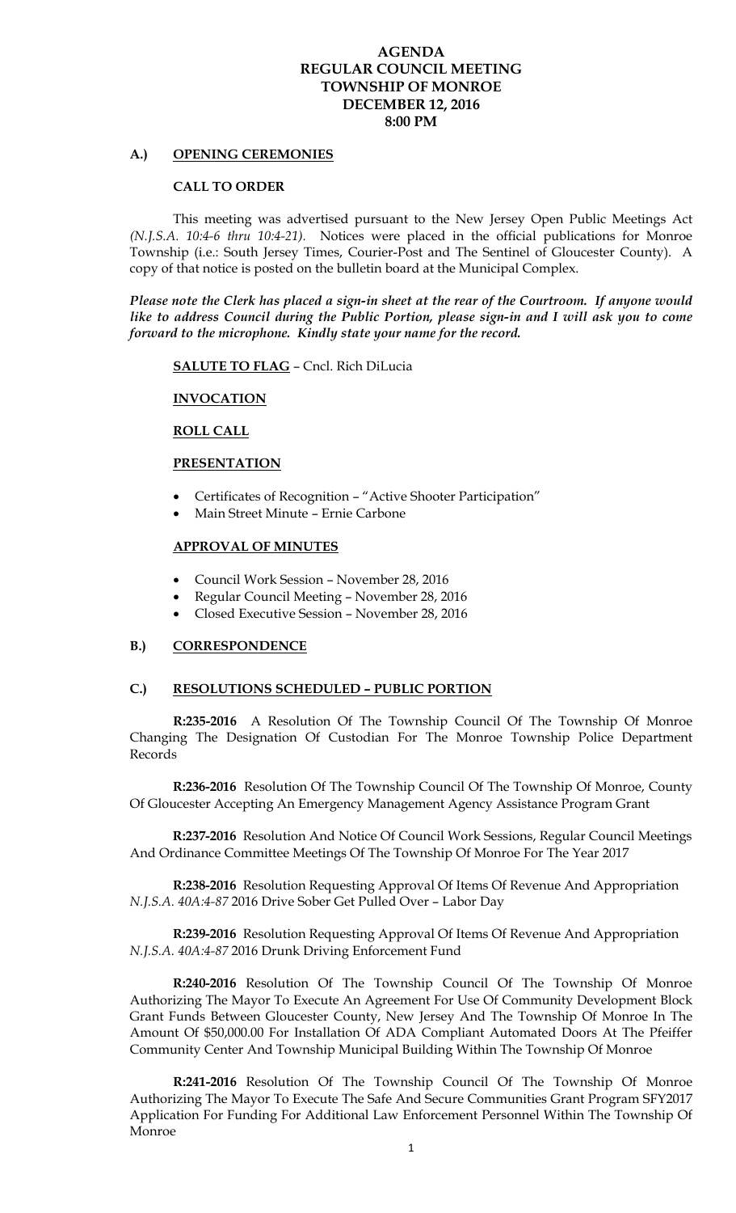# AGENDA
# REGULAR COUNCIL MEETING
# TOWNSHIP OF MONROE
# DECEMBER 12, 2016
# 8:00 PM

## A.) OPENING CEREMONIES

### CALL TO ORDER

This meeting was advertised pursuant to the New Jersey Open Public Meetings Act *(N.J.S.A. 10:4-6 thru 10:4-21).* Notices were placed in the official publications for Monroe Township (i.e.: South Jersey Times, Courier-Post and The Sentinel of Gloucester County). A copy of that notice is posted on the bulletin board at the Municipal Complex.

***Please note the Clerk has placed a sign-in sheet at the rear of the Courtroom. If anyone would like to address Council during the Public Portion, please sign-in and I will ask you to come forward to the microphone. Kindly state your name for the record.***

**SALUTE TO FLAG** – Cncl. Rich DiLucia

**INVOCATION**

**ROLL CALL**

**PRESENTATION**

- Certificates of Recognition – "Active Shooter Participation"
- Main Street Minute – Ernie Carbone

**APPROVAL OF MINUTES**

- Council Work Session – November 28, 2016
- Regular Council Meeting – November 28, 2016
- Closed Executive Session – November 28, 2016

## B.) CORRESPONDENCE

## C.) RESOLUTIONS SCHEDULED – PUBLIC PORTION

**R:235-2016** A Resolution Of The Township Council Of The Township Of Monroe Changing The Designation Of Custodian For The Monroe Township Police Department Records

**R:236-2016** Resolution Of The Township Council Of The Township Of Monroe, County Of Gloucester Accepting An Emergency Management Agency Assistance Program Grant

**R:237-2016** Resolution And Notice Of Council Work Sessions, Regular Council Meetings And Ordinance Committee Meetings Of The Township Of Monroe For The Year 2017

**R:238-2016** Resolution Requesting Approval Of Items Of Revenue And Appropriation *N.J.S.A. 40A:4-87* 2016 Drive Sober Get Pulled Over – Labor Day

**R:239-2016** Resolution Requesting Approval Of Items Of Revenue And Appropriation *N.J.S.A. 40A:4-87* 2016 Drunk Driving Enforcement Fund

**R:240-2016** Resolution Of The Township Council Of The Township Of Monroe Authorizing The Mayor To Execute An Agreement For Use Of Community Development Block Grant Funds Between Gloucester County, New Jersey And The Township Of Monroe In The Amount Of $50,000.00 For Installation Of ADA Compliant Automated Doors At The Pfeiffer Community Center And Township Municipal Building Within The Township Of Monroe

**R:241-2016** Resolution Of The Township Council Of The Township Of Monroe Authorizing The Mayor To Execute The Safe And Secure Communities Grant Program SFY2017 Application For Funding For Additional Law Enforcement Personnel Within The Township Of Monroe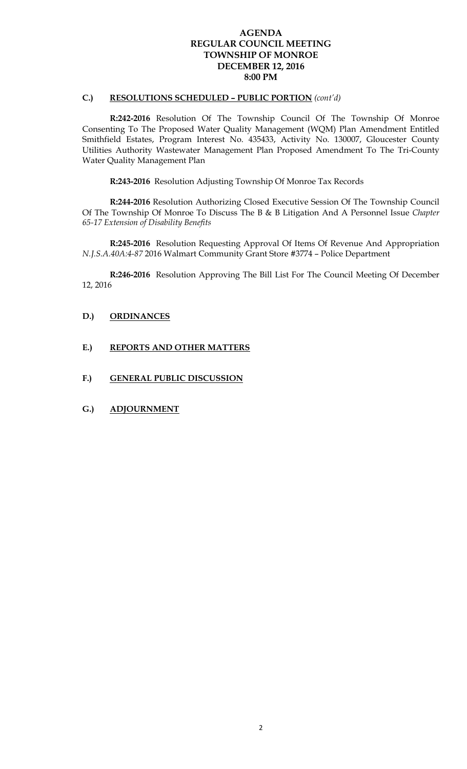**AGENDA**
**REGULAR COUNCIL MEETING**
**TOWNSHIP OF MONROE**
**DECEMBER 12, 2016**
**8:00 PM**

## C.) RESOLUTIONS SCHEDULED – PUBLIC PORTION *(cont'd)*

**R:242-2016** Resolution Of The Township Council Of The Township Of Monroe Consenting To The Proposed Water Quality Management (WQM) Plan Amendment Entitled Smithfield Estates, Program Interest No. 435433, Activity No. 130007, Gloucester County Utilities Authority Wastewater Management Plan Proposed Amendment To The Tri-County Water Quality Management Plan

**R:243-2016** Resolution Adjusting Township Of Monroe Tax Records

**R:244-2016** Resolution Authorizing Closed Executive Session Of The Township Council Of The Township Of Monroe To Discuss The B & B Litigation And A Personnel Issue *Chapter 65-17 Extension of Disability Benefits*

**R:245-2016** Resolution Requesting Approval Of Items Of Revenue And Appropriation *N.J.S.A.40A:4-87* 2016 Walmart Community Grant Store #3774 – Police Department

**R:246-2016** Resolution Approving The Bill List For The Council Meeting Of December 12, 2016

## D.) ORDINANCES

## E.) REPORTS AND OTHER MATTERS

## F.) GENERAL PUBLIC DISCUSSION

## G.) ADJOURNMENT